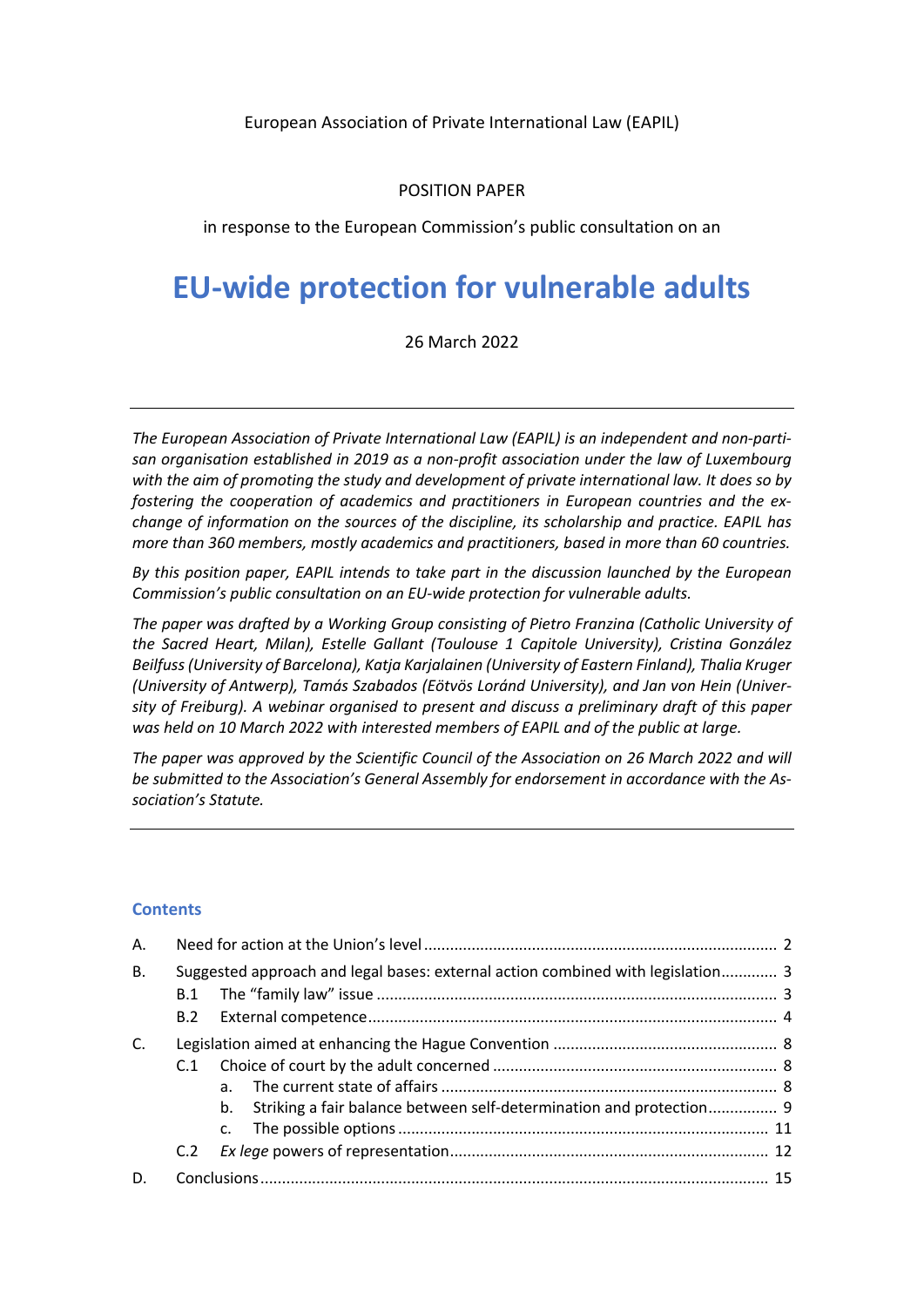European Association of Private International Law (EAPIL)

POSITION PAPER

in response to the European Commission's public consultation on an

# EU-wide protection for vulnerable adults

26 March 2022

---

*The European Association of Private International Law (EAPIL) is an independent and non-partisan organisation established in 2019 as a non-profit association under the law of Luxembourg with the aim of promoting the study and development of private international law. It does so by fostering the cooperation of academics and practitioners in European countries and the exchange of information on the sources of the discipline, its scholarship and practice. EAPIL has more than 360 members, mostly academics and practitioners, based in more than 60 countries.*

*By this position paper, EAPIL intends to take part in the discussion launched by the European Commission's public consultation on an EU-wide protection for vulnerable adults.*

*The paper was drafted by a Working Group consisting of Pietro Franzina (Catholic University of the Sacred Heart, Milan), Estelle Gallant (Toulouse 1 Capitole University), Cristina González Beilfuss (University of Barcelona), Katja Karjalainen (University of Eastern Finland), Thalia Kruger (University of Antwerp), Tamás Szabados (Eötvös Loránd University), and Jan von Hein (University of Freiburg). A webinar organised to present and discuss a preliminary draft of this paper was held on 10 March 2022 with interested members of EAPIL and of the public at large.*

*The paper was approved by the Scientific Council of the Association on 26 March 2022 and will be submitted to the Association's General Assembly for endorsement in accordance with the Association's Statute.*

---

### Contents

- A. Need for action at the Union's level ........ 2
- B. Suggested approach and legal bases: external action combined with legislation ........ 3
  - B.1 The "family law" issue ........ 3
  - B.2 External competence ........ 4
- C. Legislation aimed at enhancing the Hague Convention ........ 8
  - C.1 Choice of court by the adult concerned ........ 8
    - a. The current state of affairs ........ 8
    - b. Striking a fair balance between self-determination and protection ........ 9
    - c. The possible options ........ 11
  - C.2 *Ex lege* powers of representation ........ 12
- D. Conclusions ........ 15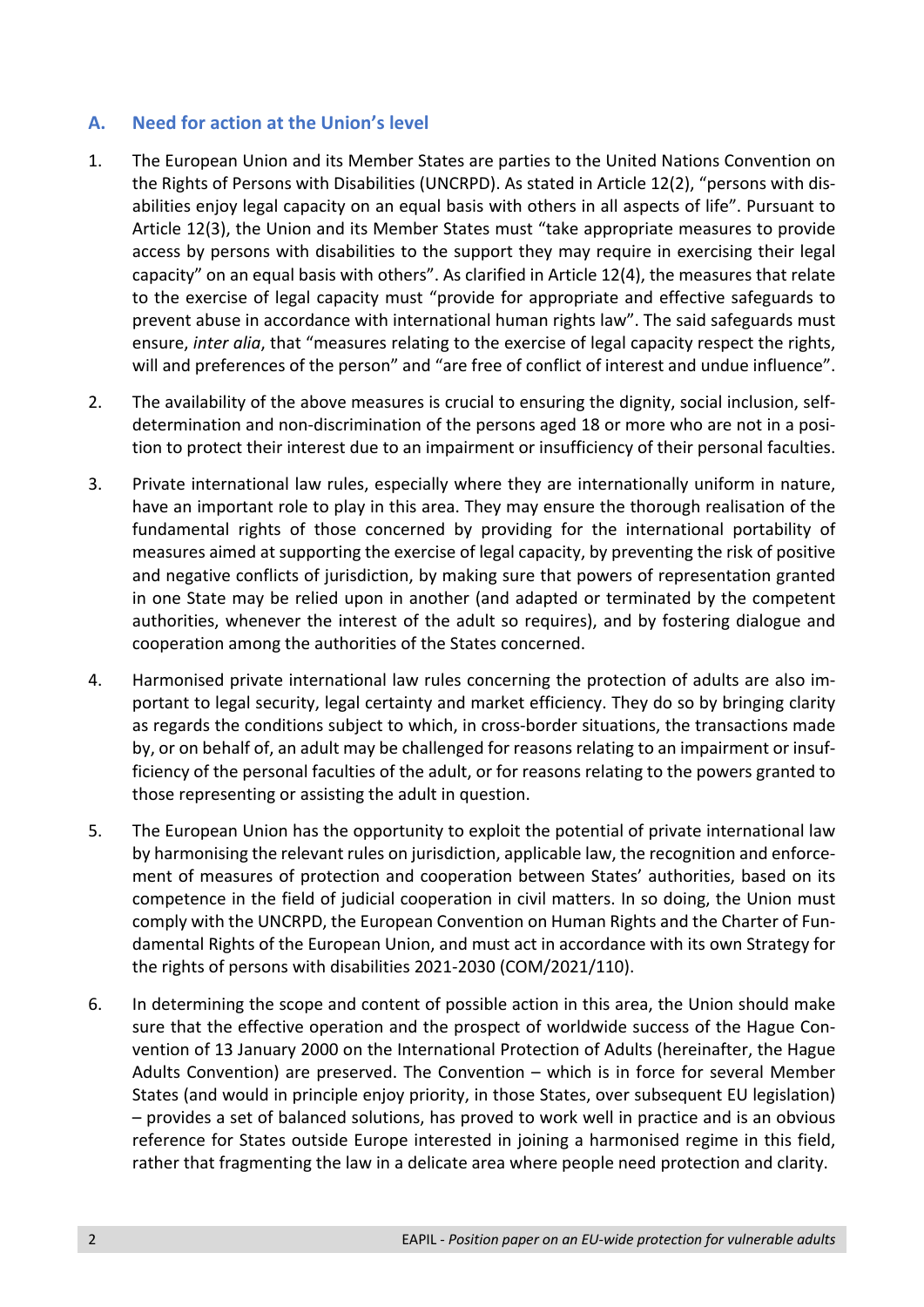## A. Need for action at the Union's level

1. The European Union and its Member States are parties to the United Nations Convention on the Rights of Persons with Disabilities (UNCRPD). As stated in Article 12(2), "persons with disabilities enjoy legal capacity on an equal basis with others in all aspects of life". Pursuant to Article 12(3), the Union and its Member States must "take appropriate measures to provide access by persons with disabilities to the support they may require in exercising their legal capacity" on an equal basis with others". As clarified in Article 12(4), the measures that relate to the exercise of legal capacity must "provide for appropriate and effective safeguards to prevent abuse in accordance with international human rights law". The said safeguards must ensure, *inter alia*, that "measures relating to the exercise of legal capacity respect the rights, will and preferences of the person" and "are free of conflict of interest and undue influence".

2. The availability of the above measures is crucial to ensuring the dignity, social inclusion, self-determination and non-discrimination of the persons aged 18 or more who are not in a position to protect their interest due to an impairment or insufficiency of their personal faculties.

3. Private international law rules, especially where they are internationally uniform in nature, have an important role to play in this area. They may ensure the thorough realisation of the fundamental rights of those concerned by providing for the international portability of measures aimed at supporting the exercise of legal capacity, by preventing the risk of positive and negative conflicts of jurisdiction, by making sure that powers of representation granted in one State may be relied upon in another (and adapted or terminated by the competent authorities, whenever the interest of the adult so requires), and by fostering dialogue and cooperation among the authorities of the States concerned.

4. Harmonised private international law rules concerning the protection of adults are also important to legal security, legal certainty and market efficiency. They do so by bringing clarity as regards the conditions subject to which, in cross-border situations, the transactions made by, or on behalf of, an adult may be challenged for reasons relating to an impairment or insufficiency of the personal faculties of the adult, or for reasons relating to the powers granted to those representing or assisting the adult in question.

5. The European Union has the opportunity to exploit the potential of private international law by harmonising the relevant rules on jurisdiction, applicable law, the recognition and enforcement of measures of protection and cooperation between States' authorities, based on its competence in the field of judicial cooperation in civil matters. In so doing, the Union must comply with the UNCRPD, the European Convention on Human Rights and the Charter of Fundamental Rights of the European Union, and must act in accordance with its own Strategy for the rights of persons with disabilities 2021-2030 (COM/2021/110).

6. In determining the scope and content of possible action in this area, the Union should make sure that the effective operation and the prospect of worldwide success of the Hague Convention of 13 January 2000 on the International Protection of Adults (hereinafter, the Hague Adults Convention) are preserved. The Convention – which is in force for several Member States (and would in principle enjoy priority, in those States, over subsequent EU legislation) – provides a set of balanced solutions, has proved to work well in practice and is an obvious reference for States outside Europe interested in joining a harmonised regime in this field, rather that fragmenting the law in a delicate area where people need protection and clarity.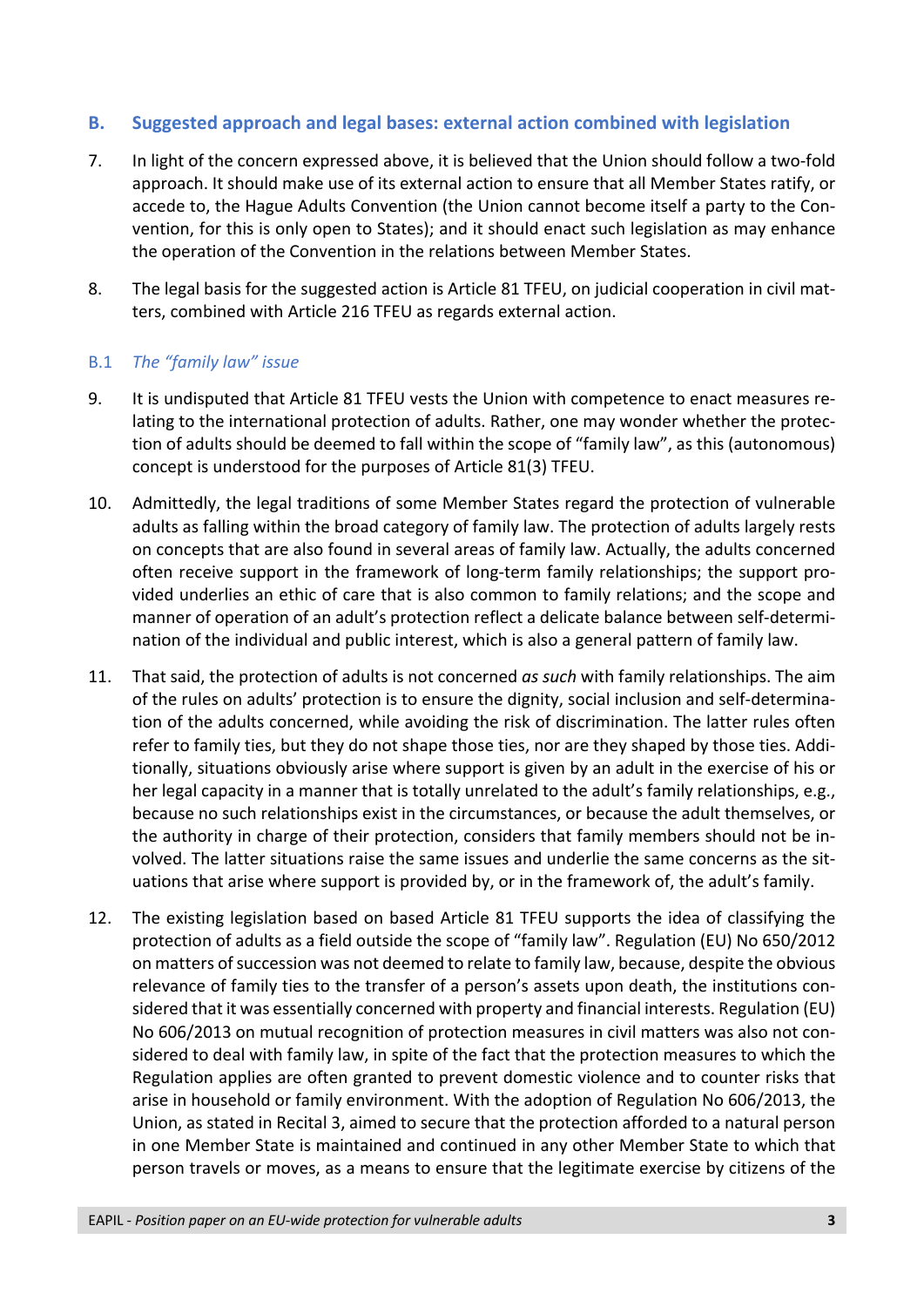## B. Suggested approach and legal bases: external action combined with legislation

7. In light of the concern expressed above, it is believed that the Union should follow a two-fold approach. It should make use of its external action to ensure that all Member States ratify, or accede to, the Hague Adults Convention (the Union cannot become itself a party to the Convention, for this is only open to States); and it should enact such legislation as may enhance the operation of the Convention in the relations between Member States.

8. The legal basis for the suggested action is Article 81 TFEU, on judicial cooperation in civil matters, combined with Article 216 TFEU as regards external action.

### B.1 *The "family law" issue*

9. It is undisputed that Article 81 TFEU vests the Union with competence to enact measures relating to the international protection of adults. Rather, one may wonder whether the protection of adults should be deemed to fall within the scope of "family law", as this (autonomous) concept is understood for the purposes of Article 81(3) TFEU.

10. Admittedly, the legal traditions of some Member States regard the protection of vulnerable adults as falling within the broad category of family law. The protection of adults largely rests on concepts that are also found in several areas of family law. Actually, the adults concerned often receive support in the framework of long-term family relationships; the support provided underlies an ethic of care that is also common to family relations; and the scope and manner of operation of an adult's protection reflect a delicate balance between self-determination of the individual and public interest, which is also a general pattern of family law.

11. That said, the protection of adults is not concerned *as such* with family relationships. The aim of the rules on adults' protection is to ensure the dignity, social inclusion and self-determination of the adults concerned, while avoiding the risk of discrimination. The latter rules often refer to family ties, but they do not shape those ties, nor are they shaped by those ties. Additionally, situations obviously arise where support is given by an adult in the exercise of his or her legal capacity in a manner that is totally unrelated to the adult's family relationships, e.g., because no such relationships exist in the circumstances, or because the adult themselves, or the authority in charge of their protection, considers that family members should not be involved. The latter situations raise the same issues and underlie the same concerns as the situations that arise where support is provided by, or in the framework of, the adult's family.

12. The existing legislation based on based Article 81 TFEU supports the idea of classifying the protection of adults as a field outside the scope of "family law". Regulation (EU) No 650/2012 on matters of succession was not deemed to relate to family law, because, despite the obvious relevance of family ties to the transfer of a person's assets upon death, the institutions considered that it was essentially concerned with property and financial interests. Regulation (EU) No 606/2013 on mutual recognition of protection measures in civil matters was also not considered to deal with family law, in spite of the fact that the protection measures to which the Regulation applies are often granted to prevent domestic violence and to counter risks that arise in household or family environment. With the adoption of Regulation No 606/2013, the Union, as stated in Recital 3, aimed to secure that the protection afforded to a natural person in one Member State is maintained and continued in any other Member State to which that person travels or moves, as a means to ensure that the legitimate exercise by citizens of the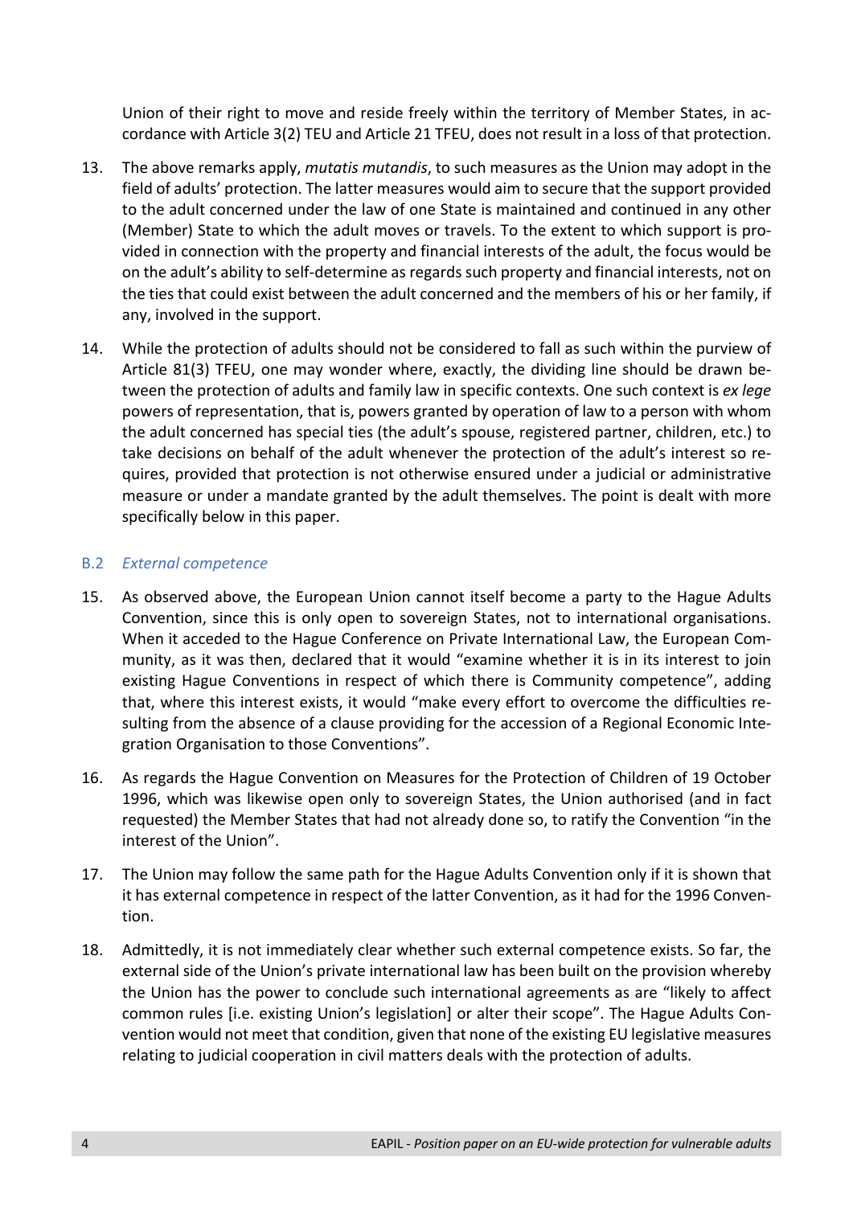Union of their right to move and reside freely within the territory of Member States, in accordance with Article 3(2) TEU and Article 21 TFEU, does not result in a loss of that protection.

13. The above remarks apply, *mutatis mutandis*, to such measures as the Union may adopt in the field of adults' protection. The latter measures would aim to secure that the support provided to the adult concerned under the law of one State is maintained and continued in any other (Member) State to which the adult moves or travels. To the extent to which support is provided in connection with the property and financial interests of the adult, the focus would be on the adult's ability to self-determine as regards such property and financial interests, not on the ties that could exist between the adult concerned and the members of his or her family, if any, involved in the support.

14. While the protection of adults should not be considered to fall as such within the purview of Article 81(3) TFEU, one may wonder where, exactly, the dividing line should be drawn between the protection of adults and family law in specific contexts. One such context is *ex lege* powers of representation, that is, powers granted by operation of law to a person with whom the adult concerned has special ties (the adult's spouse, registered partner, children, etc.) to take decisions on behalf of the adult whenever the protection of the adult's interest so requires, provided that protection is not otherwise ensured under a judicial or administrative measure or under a mandate granted by the adult themselves. The point is dealt with more specifically below in this paper.

### B.2 *External competence*

15. As observed above, the European Union cannot itself become a party to the Hague Adults Convention, since this is only open to sovereign States, not to international organisations. When it acceded to the Hague Conference on Private International Law, the European Community, as it was then, declared that it would "examine whether it is in its interest to join existing Hague Conventions in respect of which there is Community competence", adding that, where this interest exists, it would "make every effort to overcome the difficulties resulting from the absence of a clause providing for the accession of a Regional Economic Integration Organisation to those Conventions".

16. As regards the Hague Convention on Measures for the Protection of Children of 19 October 1996, which was likewise open only to sovereign States, the Union authorised (and in fact requested) the Member States that had not already done so, to ratify the Convention "in the interest of the Union".

17. The Union may follow the same path for the Hague Adults Convention only if it is shown that it has external competence in respect of the latter Convention, as it had for the 1996 Convention.

18. Admittedly, it is not immediately clear whether such external competence exists. So far, the external side of the Union's private international law has been built on the provision whereby the Union has the power to conclude such international agreements as are "likely to affect common rules [i.e. existing Union's legislation] or alter their scope". The Hague Adults Convention would not meet that condition, given that none of the existing EU legislative measures relating to judicial cooperation in civil matters deals with the protection of adults.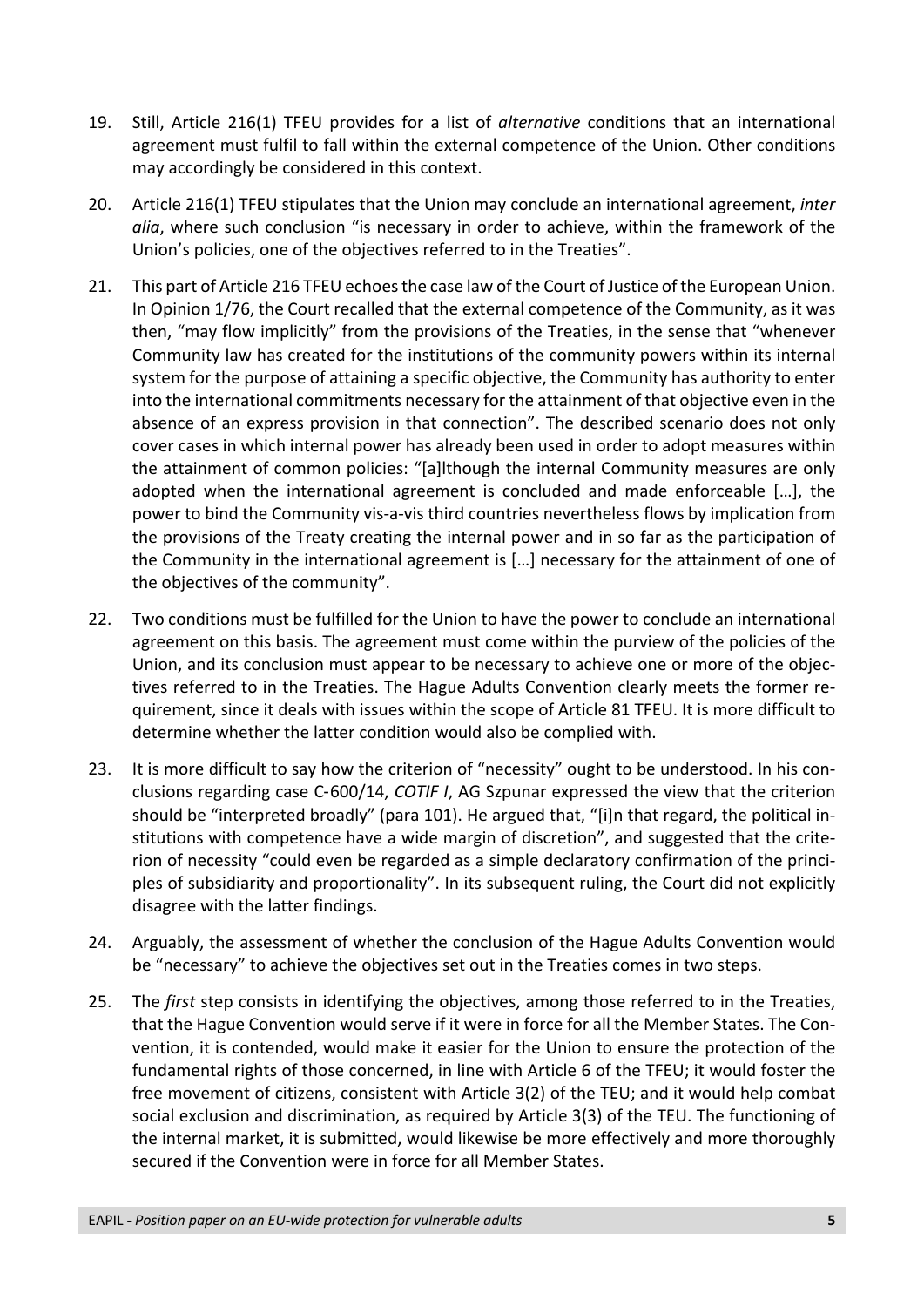19. Still, Article 216(1) TFEU provides for a list of *alternative* conditions that an international agreement must fulfil to fall within the external competence of the Union. Other conditions may accordingly be considered in this context.

20. Article 216(1) TFEU stipulates that the Union may conclude an international agreement, *inter alia*, where such conclusion "is necessary in order to achieve, within the framework of the Union's policies, one of the objectives referred to in the Treaties".

21. This part of Article 216 TFEU echoes the case law of the Court of Justice of the European Union. In Opinion 1/76, the Court recalled that the external competence of the Community, as it was then, "may flow implicitly" from the provisions of the Treaties, in the sense that "whenever Community law has created for the institutions of the community powers within its internal system for the purpose of attaining a specific objective, the Community has authority to enter into the international commitments necessary for the attainment of that objective even in the absence of an express provision in that connection". The described scenario does not only cover cases in which internal power has already been used in order to adopt measures within the attainment of common policies: "[a]lthough the internal Community measures are only adopted when the international agreement is concluded and made enforceable […], the power to bind the Community vis-a-vis third countries nevertheless flows by implication from the provisions of the Treaty creating the internal power and in so far as the participation of the Community in the international agreement is […] necessary for the attainment of one of the objectives of the community".

22. Two conditions must be fulfilled for the Union to have the power to conclude an international agreement on this basis. The agreement must come within the purview of the policies of the Union, and its conclusion must appear to be necessary to achieve one or more of the objectives referred to in the Treaties. The Hague Adults Convention clearly meets the former requirement, since it deals with issues within the scope of Article 81 TFEU. It is more difficult to determine whether the latter condition would also be complied with.

23. It is more difficult to say how the criterion of "necessity" ought to be understood. In his conclusions regarding case C-600/14, *COTIF I*, AG Szpunar expressed the view that the criterion should be "interpreted broadly" (para 101). He argued that, "[i]n that regard, the political institutions with competence have a wide margin of discretion", and suggested that the criterion of necessity "could even be regarded as a simple declaratory confirmation of the principles of subsidiarity and proportionality". In its subsequent ruling, the Court did not explicitly disagree with the latter findings.

24. Arguably, the assessment of whether the conclusion of the Hague Adults Convention would be "necessary" to achieve the objectives set out in the Treaties comes in two steps.

25. The *first* step consists in identifying the objectives, among those referred to in the Treaties, that the Hague Convention would serve if it were in force for all the Member States. The Convention, it is contended, would make it easier for the Union to ensure the protection of the fundamental rights of those concerned, in line with Article 6 of the TFEU; it would foster the free movement of citizens, consistent with Article 3(2) of the TEU; and it would help combat social exclusion and discrimination, as required by Article 3(3) of the TEU. The functioning of the internal market, it is submitted, would likewise be more effectively and more thoroughly secured if the Convention were in force for all Member States.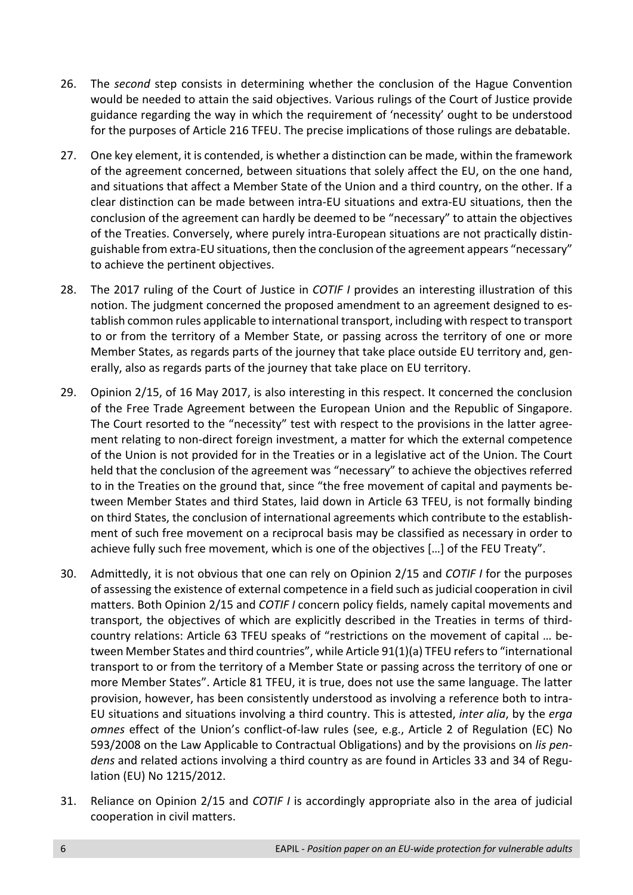26. The *second* step consists in determining whether the conclusion of the Hague Convention would be needed to attain the said objectives. Various rulings of the Court of Justice provide guidance regarding the way in which the requirement of 'necessity' ought to be understood for the purposes of Article 216 TFEU. The precise implications of those rulings are debatable.

27. One key element, it is contended, is whether a distinction can be made, within the framework of the agreement concerned, between situations that solely affect the EU, on the one hand, and situations that affect a Member State of the Union and a third country, on the other. If a clear distinction can be made between intra-EU situations and extra-EU situations, then the conclusion of the agreement can hardly be deemed to be "necessary" to attain the objectives of the Treaties. Conversely, where purely intra-European situations are not practically distinguishable from extra-EU situations, then the conclusion of the agreement appears "necessary" to achieve the pertinent objectives.

28. The 2017 ruling of the Court of Justice in *COTIF I* provides an interesting illustration of this notion. The judgment concerned the proposed amendment to an agreement designed to establish common rules applicable to international transport, including with respect to transport to or from the territory of a Member State, or passing across the territory of one or more Member States, as regards parts of the journey that take place outside EU territory and, generally, also as regards parts of the journey that take place on EU territory.

29. Opinion 2/15, of 16 May 2017, is also interesting in this respect. It concerned the conclusion of the Free Trade Agreement between the European Union and the Republic of Singapore. The Court resorted to the "necessity" test with respect to the provisions in the latter agreement relating to non-direct foreign investment, a matter for which the external competence of the Union is not provided for in the Treaties or in a legislative act of the Union. The Court held that the conclusion of the agreement was "necessary" to achieve the objectives referred to in the Treaties on the ground that, since "the free movement of capital and payments between Member States and third States, laid down in Article 63 TFEU, is not formally binding on third States, the conclusion of international agreements which contribute to the establishment of such free movement on a reciprocal basis may be classified as necessary in order to achieve fully such free movement, which is one of the objectives […] of the FEU Treaty".

30. Admittedly, it is not obvious that one can rely on Opinion 2/15 and *COTIF I* for the purposes of assessing the existence of external competence in a field such as judicial cooperation in civil matters. Both Opinion 2/15 and *COTIF I* concern policy fields, namely capital movements and transport, the objectives of which are explicitly described in the Treaties in terms of third-country relations: Article 63 TFEU speaks of "restrictions on the movement of capital … between Member States and third countries", while Article 91(1)(a) TFEU refers to "international transport to or from the territory of a Member State or passing across the territory of one or more Member States". Article 81 TFEU, it is true, does not use the same language. The latter provision, however, has been consistently understood as involving a reference both to intra-EU situations and situations involving a third country. This is attested, *inter alia*, by the *erga omnes* effect of the Union's conflict-of-law rules (see, e.g., Article 2 of Regulation (EC) No 593/2008 on the Law Applicable to Contractual Obligations) and by the provisions on *lis pendens* and related actions involving a third country as are found in Articles 33 and 34 of Regulation (EU) No 1215/2012.

31. Reliance on Opinion 2/15 and *COTIF I* is accordingly appropriate also in the area of judicial cooperation in civil matters.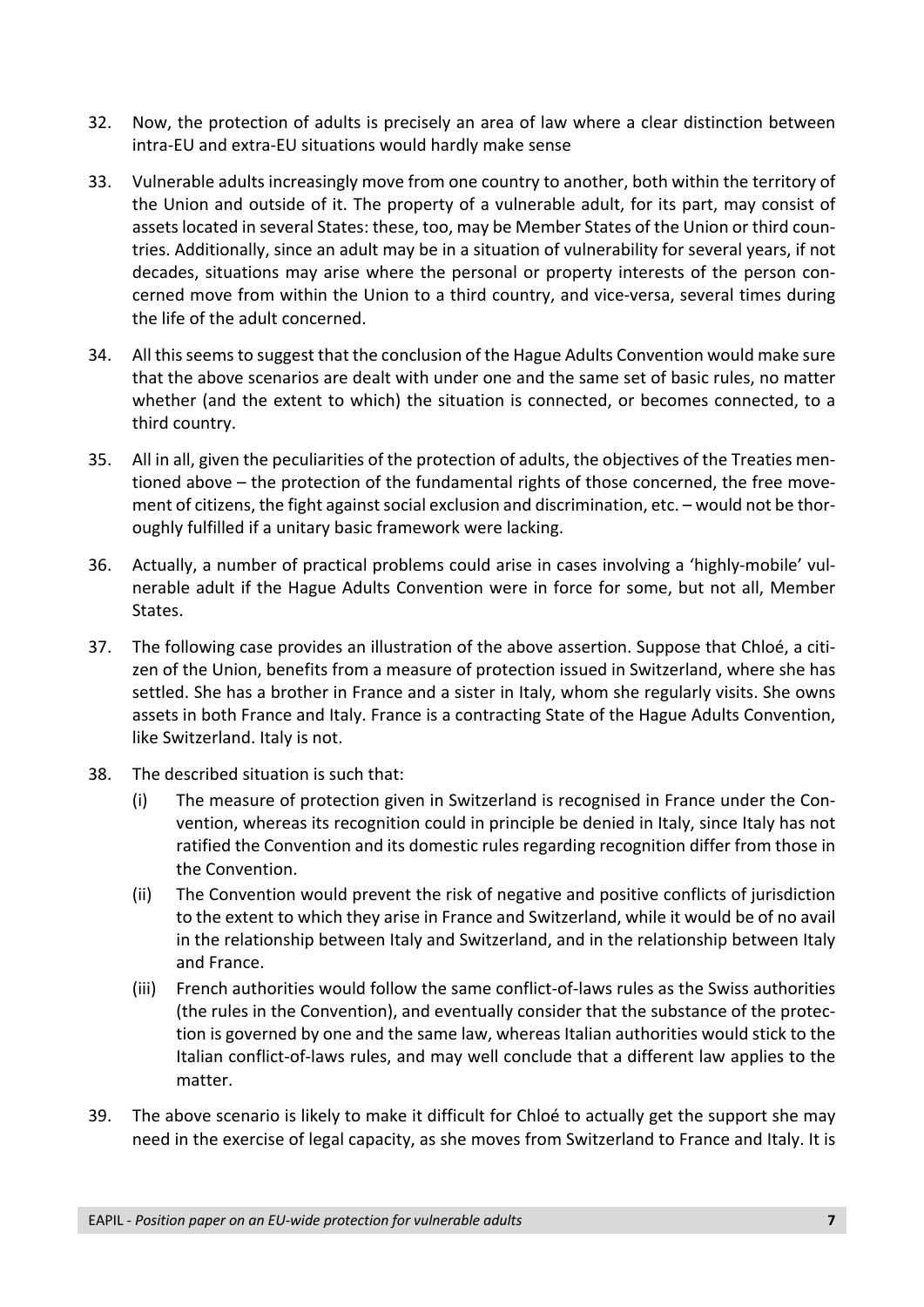32. Now, the protection of adults is precisely an area of law where a clear distinction between intra-EU and extra-EU situations would hardly make sense

33. Vulnerable adults increasingly move from one country to another, both within the territory of the Union and outside of it. The property of a vulnerable adult, for its part, may consist of assets located in several States: these, too, may be Member States of the Union or third countries. Additionally, since an adult may be in a situation of vulnerability for several years, if not decades, situations may arise where the personal or property interests of the person concerned move from within the Union to a third country, and vice-versa, several times during the life of the adult concerned.

34. All this seems to suggest that the conclusion of the Hague Adults Convention would make sure that the above scenarios are dealt with under one and the same set of basic rules, no matter whether (and the extent to which) the situation is connected, or becomes connected, to a third country.

35. All in all, given the peculiarities of the protection of adults, the objectives of the Treaties mentioned above – the protection of the fundamental rights of those concerned, the free movement of citizens, the fight against social exclusion and discrimination, etc. – would not be thoroughly fulfilled if a unitary basic framework were lacking.

36. Actually, a number of practical problems could arise in cases involving a 'highly-mobile' vulnerable adult if the Hague Adults Convention were in force for some, but not all, Member States.

37. The following case provides an illustration of the above assertion. Suppose that Chloé, a citizen of the Union, benefits from a measure of protection issued in Switzerland, where she has settled. She has a brother in France and a sister in Italy, whom she regularly visits. She owns assets in both France and Italy. France is a contracting State of the Hague Adults Convention, like Switzerland. Italy is not.

38. The described situation is such that:
    (i) The measure of protection given in Switzerland is recognised in France under the Convention, whereas its recognition could in principle be denied in Italy, since Italy has not ratified the Convention and its domestic rules regarding recognition differ from those in the Convention.
    (ii) The Convention would prevent the risk of negative and positive conflicts of jurisdiction to the extent to which they arise in France and Switzerland, while it would be of no avail in the relationship between Italy and Switzerland, and in the relationship between Italy and France.
    (iii) French authorities would follow the same conflict-of-laws rules as the Swiss authorities (the rules in the Convention), and eventually consider that the substance of the protection is governed by one and the same law, whereas Italian authorities would stick to the Italian conflict-of-laws rules, and may well conclude that a different law applies to the matter.

39. The above scenario is likely to make it difficult for Chloé to actually get the support she may need in the exercise of legal capacity, as she moves from Switzerland to France and Italy. It is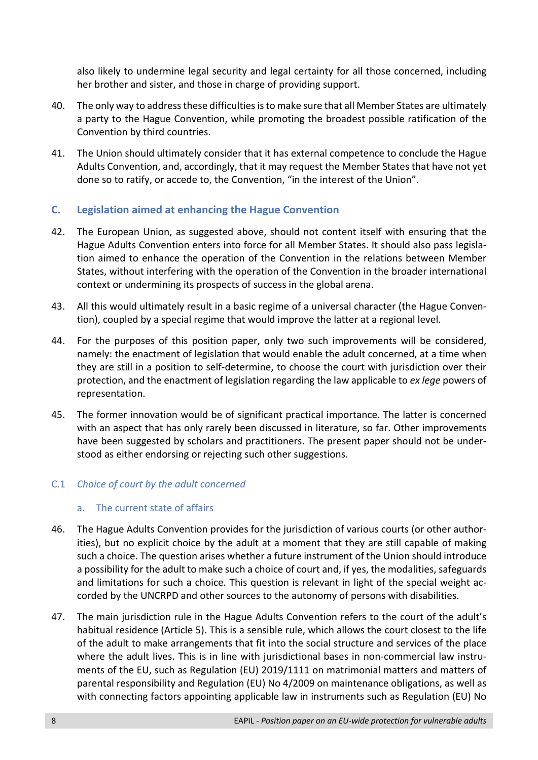also likely to undermine legal security and legal certainty for all those concerned, including her brother and sister, and those in charge of providing support.

40. The only way to address these difficulties is to make sure that all Member States are ultimately a party to the Hague Convention, while promoting the broadest possible ratification of the Convention by third countries.

41. The Union should ultimately consider that it has external competence to conclude the Hague Adults Convention, and, accordingly, that it may request the Member States that have not yet done so to ratify, or accede to, the Convention, "in the interest of the Union".

## C. Legislation aimed at enhancing the Hague Convention

42. The European Union, as suggested above, should not content itself with ensuring that the Hague Adults Convention enters into force for all Member States. It should also pass legislation aimed to enhance the operation of the Convention in the relations between Member States, without interfering with the operation of the Convention in the broader international context or undermining its prospects of success in the global arena.

43. All this would ultimately result in a basic regime of a universal character (the Hague Convention), coupled by a special regime that would improve the latter at a regional level.

44. For the purposes of this position paper, only two such improvements will be considered, namely: the enactment of legislation that would enable the adult concerned, at a time when they are still in a position to self-determine, to choose the court with jurisdiction over their protection, and the enactment of legislation regarding the law applicable to *ex lege* powers of representation.

45. The former innovation would be of significant practical importance. The latter is concerned with an aspect that has only rarely been discussed in literature, so far. Other improvements have been suggested by scholars and practitioners. The present paper should not be understood as either endorsing or rejecting such other suggestions.

### C.1 *Choice of court by the adult concerned*

#### a. The current state of affairs

46. The Hague Adults Convention provides for the jurisdiction of various courts (or other authorities), but no explicit choice by the adult at a moment that they are still capable of making such a choice. The question arises whether a future instrument of the Union should introduce a possibility for the adult to make such a choice of court and, if yes, the modalities, safeguards and limitations for such a choice. This question is relevant in light of the special weight accorded by the UNCRPD and other sources to the autonomy of persons with disabilities.

47. The main jurisdiction rule in the Hague Adults Convention refers to the court of the adult's habitual residence (Article 5). This is a sensible rule, which allows the court closest to the life of the adult to make arrangements that fit into the social structure and services of the place where the adult lives. This is in line with jurisdictional bases in non-commercial law instruments of the EU, such as Regulation (EU) 2019/1111 on matrimonial matters and matters of parental responsibility and Regulation (EU) No 4/2009 on maintenance obligations, as well as with connecting factors appointing applicable law in instruments such as Regulation (EU) No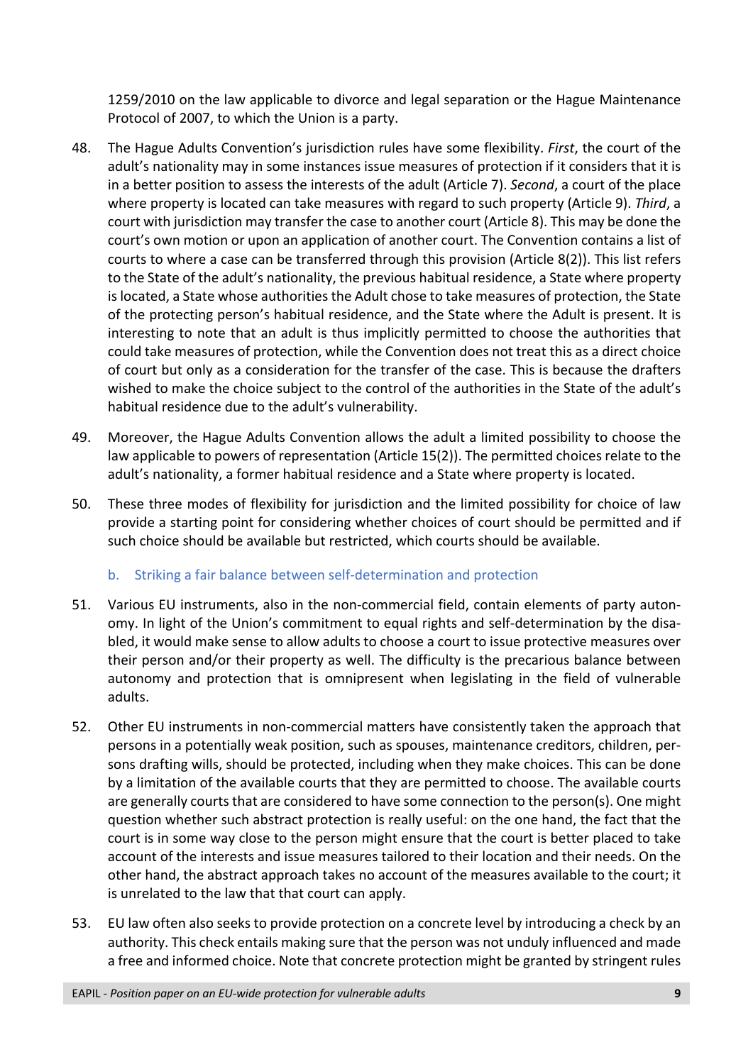1259/2010 on the law applicable to divorce and legal separation or the Hague Maintenance Protocol of 2007, to which the Union is a party.

48. The Hague Adults Convention's jurisdiction rules have some flexibility. *First*, the court of the adult's nationality may in some instances issue measures of protection if it considers that it is in a better position to assess the interests of the adult (Article 7). *Second*, a court of the place where property is located can take measures with regard to such property (Article 9). *Third*, a court with jurisdiction may transfer the case to another court (Article 8). This may be done the court's own motion or upon an application of another court. The Convention contains a list of courts to where a case can be transferred through this provision (Article 8(2)). This list refers to the State of the adult's nationality, the previous habitual residence, a State where property is located, a State whose authorities the Adult chose to take measures of protection, the State of the protecting person's habitual residence, and the State where the Adult is present. It is interesting to note that an adult is thus implicitly permitted to choose the authorities that could take measures of protection, while the Convention does not treat this as a direct choice of court but only as a consideration for the transfer of the case. This is because the drafters wished to make the choice subject to the control of the authorities in the State of the adult's habitual residence due to the adult's vulnerability.

49. Moreover, the Hague Adults Convention allows the adult a limited possibility to choose the law applicable to powers of representation (Article 15(2)). The permitted choices relate to the adult's nationality, a former habitual residence and a State where property is located.

50. These three modes of flexibility for jurisdiction and the limited possibility for choice of law provide a starting point for considering whether choices of court should be permitted and if such choice should be available but restricted, which courts should be available.

### b. Striking a fair balance between self-determination and protection

51. Various EU instruments, also in the non-commercial field, contain elements of party autonomy. In light of the Union's commitment to equal rights and self-determination by the disabled, it would make sense to allow adults to choose a court to issue protective measures over their person and/or their property as well. The difficulty is the precarious balance between autonomy and protection that is omnipresent when legislating in the field of vulnerable adults.

52. Other EU instruments in non-commercial matters have consistently taken the approach that persons in a potentially weak position, such as spouses, maintenance creditors, children, persons drafting wills, should be protected, including when they make choices. This can be done by a limitation of the available courts that they are permitted to choose. The available courts are generally courts that are considered to have some connection to the person(s). One might question whether such abstract protection is really useful: on the one hand, the fact that the court is in some way close to the person might ensure that the court is better placed to take account of the interests and issue measures tailored to their location and their needs. On the other hand, the abstract approach takes no account of the measures available to the court; it is unrelated to the law that that court can apply.

53. EU law often also seeks to provide protection on a concrete level by introducing a check by an authority. This check entails making sure that the person was not unduly influenced and made a free and informed choice. Note that concrete protection might be granted by stringent rules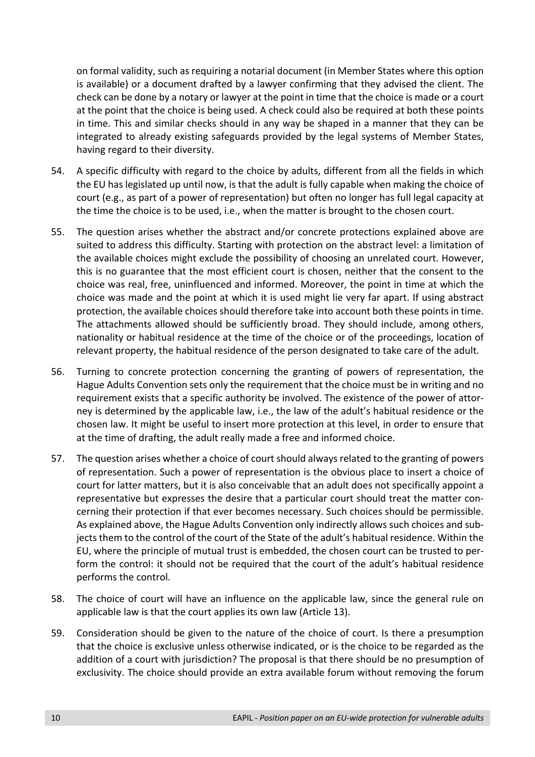on formal validity, such as requiring a notarial document (in Member States where this option is available) or a document drafted by a lawyer confirming that they advised the client. The check can be done by a notary or lawyer at the point in time that the choice is made or a court at the point that the choice is being used. A check could also be required at both these points in time. This and similar checks should in any way be shaped in a manner that they can be integrated to already existing safeguards provided by the legal systems of Member States, having regard to their diversity.

54. A specific difficulty with regard to the choice by adults, different from all the fields in which the EU has legislated up until now, is that the adult is fully capable when making the choice of court (e.g., as part of a power of representation) but often no longer has full legal capacity at the time the choice is to be used, i.e., when the matter is brought to the chosen court.

55. The question arises whether the abstract and/or concrete protections explained above are suited to address this difficulty. Starting with protection on the abstract level: a limitation of the available choices might exclude the possibility of choosing an unrelated court. However, this is no guarantee that the most efficient court is chosen, neither that the consent to the choice was real, free, uninfluenced and informed. Moreover, the point in time at which the choice was made and the point at which it is used might lie very far apart. If using abstract protection, the available choices should therefore take into account both these points in time. The attachments allowed should be sufficiently broad. They should include, among others, nationality or habitual residence at the time of the choice or of the proceedings, location of relevant property, the habitual residence of the person designated to take care of the adult.

56. Turning to concrete protection concerning the granting of powers of representation, the Hague Adults Convention sets only the requirement that the choice must be in writing and no requirement exists that a specific authority be involved. The existence of the power of attorney is determined by the applicable law, i.e., the law of the adult's habitual residence or the chosen law. It might be useful to insert more protection at this level, in order to ensure that at the time of drafting, the adult really made a free and informed choice.

57. The question arises whether a choice of court should always related to the granting of powers of representation. Such a power of representation is the obvious place to insert a choice of court for latter matters, but it is also conceivable that an adult does not specifically appoint a representative but expresses the desire that a particular court should treat the matter concerning their protection if that ever becomes necessary. Such choices should be permissible. As explained above, the Hague Adults Convention only indirectly allows such choices and subjects them to the control of the court of the State of the adult's habitual residence. Within the EU, where the principle of mutual trust is embedded, the chosen court can be trusted to perform the control: it should not be required that the court of the adult's habitual residence performs the control.

58. The choice of court will have an influence on the applicable law, since the general rule on applicable law is that the court applies its own law (Article 13).

59. Consideration should be given to the nature of the choice of court. Is there a presumption that the choice is exclusive unless otherwise indicated, or is the choice to be regarded as the addition of a court with jurisdiction? The proposal is that there should be no presumption of exclusivity. The choice should provide an extra available forum without removing the forum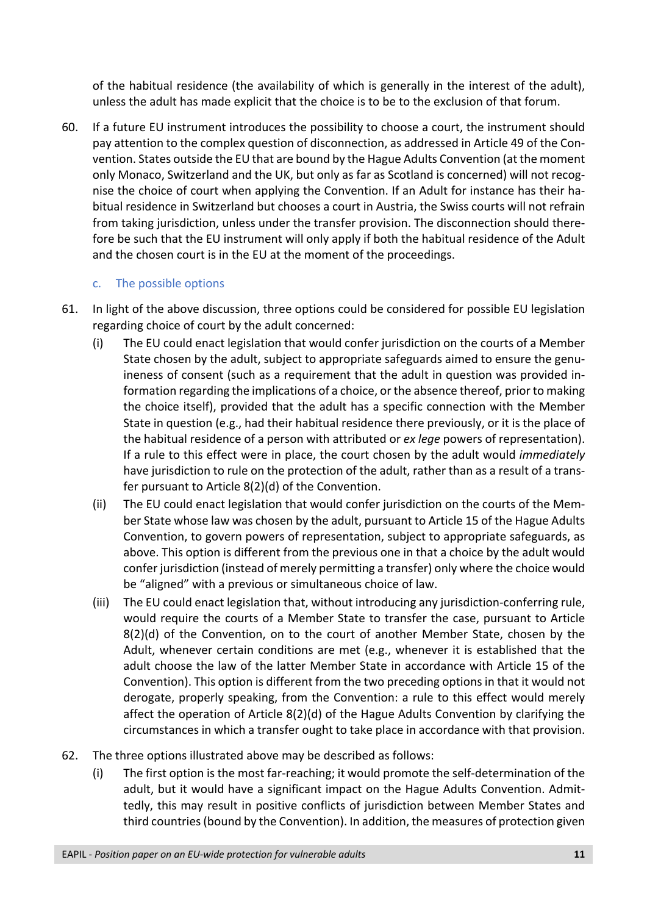of the habitual residence (the availability of which is generally in the interest of the adult), unless the adult has made explicit that the choice is to be to the exclusion of that forum.

60. If a future EU instrument introduces the possibility to choose a court, the instrument should pay attention to the complex question of disconnection, as addressed in Article 49 of the Convention. States outside the EU that are bound by the Hague Adults Convention (at the moment only Monaco, Switzerland and the UK, but only as far as Scotland is concerned) will not recognise the choice of court when applying the Convention. If an Adult for instance has their habitual residence in Switzerland but chooses a court in Austria, the Swiss courts will not refrain from taking jurisdiction, unless under the transfer provision. The disconnection should therefore be such that the EU instrument will only apply if both the habitual residence of the Adult and the chosen court is in the EU at the moment of the proceedings.

### c. The possible options

61. In light of the above discussion, three options could be considered for possible EU legislation regarding choice of court by the adult concerned:
    - (i) The EU could enact legislation that would confer jurisdiction on the courts of a Member State chosen by the adult, subject to appropriate safeguards aimed to ensure the genuineness of consent (such as a requirement that the adult in question was provided information regarding the implications of a choice, or the absence thereof, prior to making the choice itself), provided that the adult has a specific connection with the Member State in question (e.g., had their habitual residence there previously, or it is the place of the habitual residence of a person with attributed or *ex lege* powers of representation). If a rule to this effect were in place, the court chosen by the adult would *immediately* have jurisdiction to rule on the protection of the adult, rather than as a result of a transfer pursuant to Article 8(2)(d) of the Convention.
    - (ii) The EU could enact legislation that would confer jurisdiction on the courts of the Member State whose law was chosen by the adult, pursuant to Article 15 of the Hague Adults Convention, to govern powers of representation, subject to appropriate safeguards, as above. This option is different from the previous one in that a choice by the adult would confer jurisdiction (instead of merely permitting a transfer) only where the choice would be "aligned" with a previous or simultaneous choice of law.
    - (iii) The EU could enact legislation that, without introducing any jurisdiction-conferring rule, would require the courts of a Member State to transfer the case, pursuant to Article 8(2)(d) of the Convention, on to the court of another Member State, chosen by the Adult, whenever certain conditions are met (e.g., whenever it is established that the adult choose the law of the latter Member State in accordance with Article 15 of the Convention). This option is different from the two preceding options in that it would not derogate, properly speaking, from the Convention: a rule to this effect would merely affect the operation of Article 8(2)(d) of the Hague Adults Convention by clarifying the circumstances in which a transfer ought to take place in accordance with that provision.

62. The three options illustrated above may be described as follows:
    - (i) The first option is the most far-reaching; it would promote the self-determination of the adult, but it would have a significant impact on the Hague Adults Convention. Admittedly, this may result in positive conflicts of jurisdiction between Member States and third countries (bound by the Convention). In addition, the measures of protection given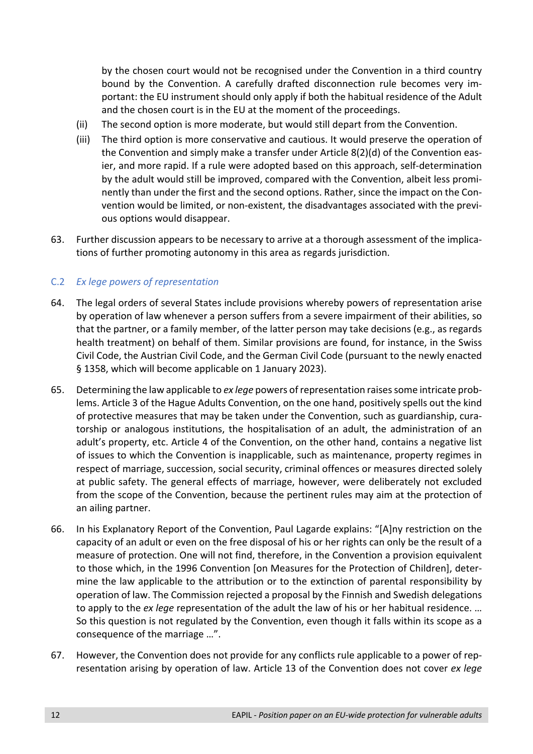by the chosen court would not be recognised under the Convention in a third country bound by the Convention. A carefully drafted disconnection rule becomes very important: the EU instrument should only apply if both the habitual residence of the Adult and the chosen court is in the EU at the moment of the proceedings.

(ii) The second option is more moderate, but would still depart from the Convention.

(iii) The third option is more conservative and cautious. It would preserve the operation of the Convention and simply make a transfer under Article 8(2)(d) of the Convention easier, and more rapid. If a rule were adopted based on this approach, self-determination by the adult would still be improved, compared with the Convention, albeit less prominently than under the first and the second options. Rather, since the impact on the Convention would be limited, or non-existent, the disadvantages associated with the previous options would disappear.

63. Further discussion appears to be necessary to arrive at a thorough assessment of the implications of further promoting autonomy in this area as regards jurisdiction.

### C.2 *Ex lege powers of representation*

64. The legal orders of several States include provisions whereby powers of representation arise by operation of law whenever a person suffers from a severe impairment of their abilities, so that the partner, or a family member, of the latter person may take decisions (e.g., as regards health treatment) on behalf of them. Similar provisions are found, for instance, in the Swiss Civil Code, the Austrian Civil Code, and the German Civil Code (pursuant to the newly enacted § 1358, which will become applicable on 1 January 2023).

65. Determining the law applicable to *ex lege* powers of representation raises some intricate problems. Article 3 of the Hague Adults Convention, on the one hand, positively spells out the kind of protective measures that may be taken under the Convention, such as guardianship, curatorship or analogous institutions, the hospitalisation of an adult, the administration of an adult's property, etc. Article 4 of the Convention, on the other hand, contains a negative list of issues to which the Convention is inapplicable, such as maintenance, property regimes in respect of marriage, succession, social security, criminal offences or measures directed solely at public safety. The general effects of marriage, however, were deliberately not excluded from the scope of the Convention, because the pertinent rules may aim at the protection of an ailing partner.

66. In his Explanatory Report of the Convention, Paul Lagarde explains: "[A]ny restriction on the capacity of an adult or even on the free disposal of his or her rights can only be the result of a measure of protection. One will not find, therefore, in the Convention a provision equivalent to those which, in the 1996 Convention [on Measures for the Protection of Children], determine the law applicable to the attribution or to the extinction of parental responsibility by operation of law. The Commission rejected a proposal by the Finnish and Swedish delegations to apply to the *ex lege* representation of the adult the law of his or her habitual residence. … So this question is not regulated by the Convention, even though it falls within its scope as a consequence of the marriage …".

67. However, the Convention does not provide for any conflicts rule applicable to a power of representation arising by operation of law. Article 13 of the Convention does not cover *ex lege*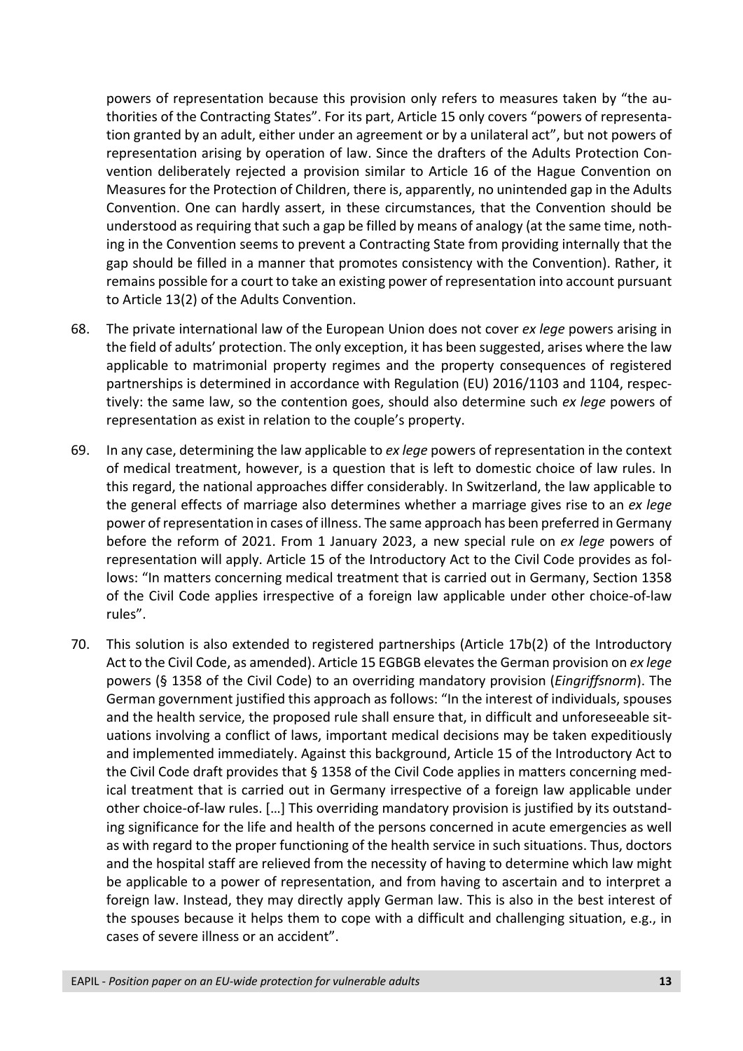powers of representation because this provision only refers to measures taken by "the authorities of the Contracting States". For its part, Article 15 only covers "powers of representation granted by an adult, either under an agreement or by a unilateral act", but not powers of representation arising by operation of law. Since the drafters of the Adults Protection Convention deliberately rejected a provision similar to Article 16 of the Hague Convention on Measures for the Protection of Children, there is, apparently, no unintended gap in the Adults Convention. One can hardly assert, in these circumstances, that the Convention should be understood as requiring that such a gap be filled by means of analogy (at the same time, nothing in the Convention seems to prevent a Contracting State from providing internally that the gap should be filled in a manner that promotes consistency with the Convention). Rather, it remains possible for a court to take an existing power of representation into account pursuant to Article 13(2) of the Adults Convention.

68. The private international law of the European Union does not cover *ex lege* powers arising in the field of adults' protection. The only exception, it has been suggested, arises where the law applicable to matrimonial property regimes and the property consequences of registered partnerships is determined in accordance with Regulation (EU) 2016/1103 and 1104, respectively: the same law, so the contention goes, should also determine such *ex lege* powers of representation as exist in relation to the couple's property.

69. In any case, determining the law applicable to *ex lege* powers of representation in the context of medical treatment, however, is a question that is left to domestic choice of law rules. In this regard, the national approaches differ considerably. In Switzerland, the law applicable to the general effects of marriage also determines whether a marriage gives rise to an *ex lege* power of representation in cases of illness. The same approach has been preferred in Germany before the reform of 2021. From 1 January 2023, a new special rule on *ex lege* powers of representation will apply. Article 15 of the Introductory Act to the Civil Code provides as follows: "In matters concerning medical treatment that is carried out in Germany, Section 1358 of the Civil Code applies irrespective of a foreign law applicable under other choice-of-law rules".

70. This solution is also extended to registered partnerships (Article 17b(2) of the Introductory Act to the Civil Code, as amended). Article 15 EGBGB elevates the German provision on *ex lege* powers (§ 1358 of the Civil Code) to an overriding mandatory provision (*Eingriffsnorm*). The German government justified this approach as follows: "In the interest of individuals, spouses and the health service, the proposed rule shall ensure that, in difficult and unforeseeable situations involving a conflict of laws, important medical decisions may be taken expeditiously and implemented immediately. Against this background, Article 15 of the Introductory Act to the Civil Code draft provides that § 1358 of the Civil Code applies in matters concerning medical treatment that is carried out in Germany irrespective of a foreign law applicable under other choice-of-law rules. […] This overriding mandatory provision is justified by its outstanding significance for the life and health of the persons concerned in acute emergencies as well as with regard to the proper functioning of the health service in such situations. Thus, doctors and the hospital staff are relieved from the necessity of having to determine which law might be applicable to a power of representation, and from having to ascertain and to interpret a foreign law. Instead, they may directly apply German law. This is also in the best interest of the spouses because it helps them to cope with a difficult and challenging situation, e.g., in cases of severe illness or an accident".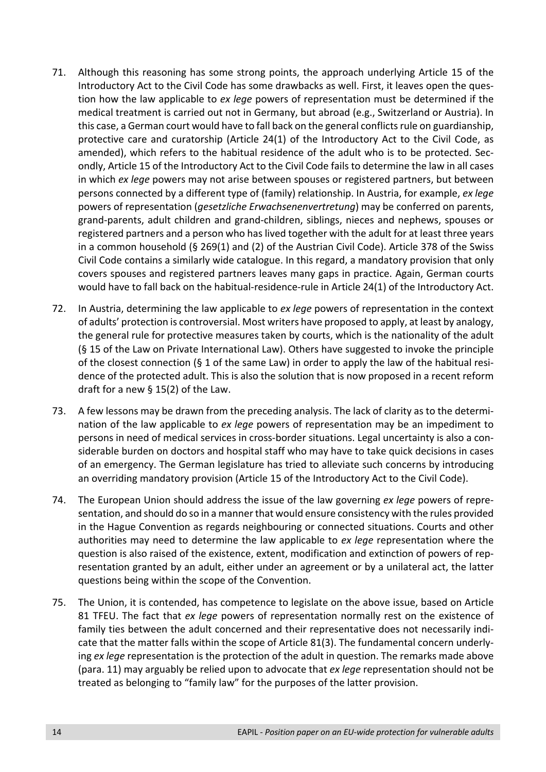71. Although this reasoning has some strong points, the approach underlying Article 15 of the Introductory Act to the Civil Code has some drawbacks as well. First, it leaves open the question how the law applicable to *ex lege* powers of representation must be determined if the medical treatment is carried out not in Germany, but abroad (e.g., Switzerland or Austria). In this case, a German court would have to fall back on the general conflicts rule on guardianship, protective care and curatorship (Article 24(1) of the Introductory Act to the Civil Code, as amended), which refers to the habitual residence of the adult who is to be protected. Secondly, Article 15 of the Introductory Act to the Civil Code fails to determine the law in all cases in which *ex lege* powers may not arise between spouses or registered partners, but between persons connected by a different type of (family) relationship. In Austria, for example, *ex lege* powers of representation (*gesetzliche Erwachsenenvertretung*) may be conferred on parents, grand-parents, adult children and grand-children, siblings, nieces and nephews, spouses or registered partners and a person who has lived together with the adult for at least three years in a common household (§ 269(1) and (2) of the Austrian Civil Code). Article 378 of the Swiss Civil Code contains a similarly wide catalogue. In this regard, a mandatory provision that only covers spouses and registered partners leaves many gaps in practice. Again, German courts would have to fall back on the habitual-residence-rule in Article 24(1) of the Introductory Act.

72. In Austria, determining the law applicable to *ex lege* powers of representation in the context of adults' protection is controversial. Most writers have proposed to apply, at least by analogy, the general rule for protective measures taken by courts, which is the nationality of the adult (§ 15 of the Law on Private International Law). Others have suggested to invoke the principle of the closest connection (§ 1 of the same Law) in order to apply the law of the habitual residence of the protected adult. This is also the solution that is now proposed in a recent reform draft for a new § 15(2) of the Law.

73. A few lessons may be drawn from the preceding analysis. The lack of clarity as to the determination of the law applicable to *ex lege* powers of representation may be an impediment to persons in need of medical services in cross-border situations. Legal uncertainty is also a considerable burden on doctors and hospital staff who may have to take quick decisions in cases of an emergency. The German legislature has tried to alleviate such concerns by introducing an overriding mandatory provision (Article 15 of the Introductory Act to the Civil Code).

74. The European Union should address the issue of the law governing *ex lege* powers of representation, and should do so in a manner that would ensure consistency with the rules provided in the Hague Convention as regards neighbouring or connected situations. Courts and other authorities may need to determine the law applicable to *ex lege* representation where the question is also raised of the existence, extent, modification and extinction of powers of representation granted by an adult, either under an agreement or by a unilateral act, the latter questions being within the scope of the Convention.

75. The Union, it is contended, has competence to legislate on the above issue, based on Article 81 TFEU. The fact that *ex lege* powers of representation normally rest on the existence of family ties between the adult concerned and their representative does not necessarily indicate that the matter falls within the scope of Article 81(3). The fundamental concern underlying *ex lege* representation is the protection of the adult in question. The remarks made above (para. 11) may arguably be relied upon to advocate that *ex lege* representation should not be treated as belonging to "family law" for the purposes of the latter provision.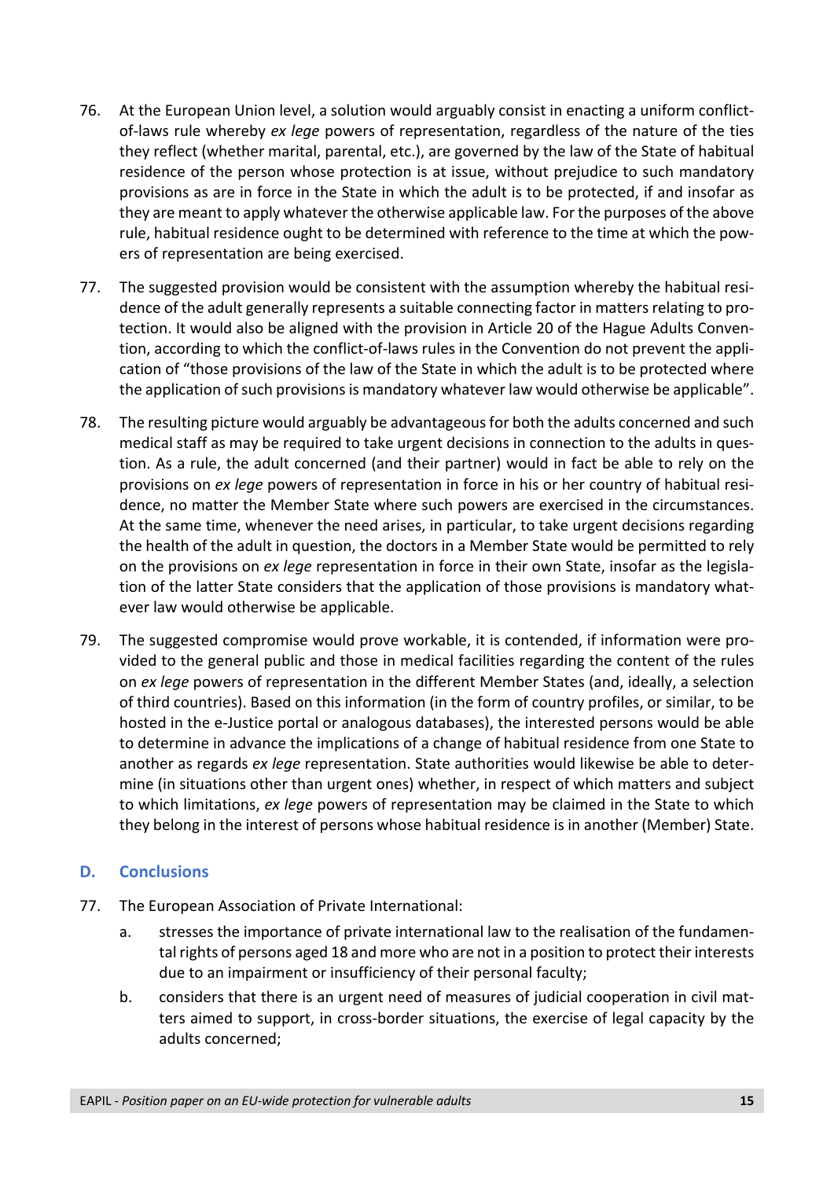76. At the European Union level, a solution would arguably consist in enacting a uniform conflict-of-laws rule whereby *ex lege* powers of representation, regardless of the nature of the ties they reflect (whether marital, parental, etc.), are governed by the law of the State of habitual residence of the person whose protection is at issue, without prejudice to such mandatory provisions as are in force in the State in which the adult is to be protected, if and insofar as they are meant to apply whatever the otherwise applicable law. For the purposes of the above rule, habitual residence ought to be determined with reference to the time at which the powers of representation are being exercised.

77. The suggested provision would be consistent with the assumption whereby the habitual residence of the adult generally represents a suitable connecting factor in matters relating to protection. It would also be aligned with the provision in Article 20 of the Hague Adults Convention, according to which the conflict-of-laws rules in the Convention do not prevent the application of "those provisions of the law of the State in which the adult is to be protected where the application of such provisions is mandatory whatever law would otherwise be applicable".

78. The resulting picture would arguably be advantageous for both the adults concerned and such medical staff as may be required to take urgent decisions in connection to the adults in question. As a rule, the adult concerned (and their partner) would in fact be able to rely on the provisions on *ex lege* powers of representation in force in his or her country of habitual residence, no matter the Member State where such powers are exercised in the circumstances. At the same time, whenever the need arises, in particular, to take urgent decisions regarding the health of the adult in question, the doctors in a Member State would be permitted to rely on the provisions on *ex lege* representation in force in their own State, insofar as the legislation of the latter State considers that the application of those provisions is mandatory whatever law would otherwise be applicable.

79. The suggested compromise would prove workable, it is contended, if information were provided to the general public and those in medical facilities regarding the content of the rules on *ex lege* powers of representation in the different Member States (and, ideally, a selection of third countries). Based on this information (in the form of country profiles, or similar, to be hosted in the e-Justice portal or analogous databases), the interested persons would be able to determine in advance the implications of a change of habitual residence from one State to another as regards *ex lege* representation. State authorities would likewise be able to determine (in situations other than urgent ones) whether, in respect of which matters and subject to which limitations, *ex lege* powers of representation may be claimed in the State to which they belong in the interest of persons whose habitual residence is in another (Member) State.

## D. Conclusions

77. The European Association of Private International:

   a. stresses the importance of private international law to the realisation of the fundamental rights of persons aged 18 and more who are not in a position to protect their interests due to an impairment or insufficiency of their personal faculty;

   b. considers that there is an urgent need of measures of judicial cooperation in civil matters aimed to support, in cross-border situations, the exercise of legal capacity by the adults concerned;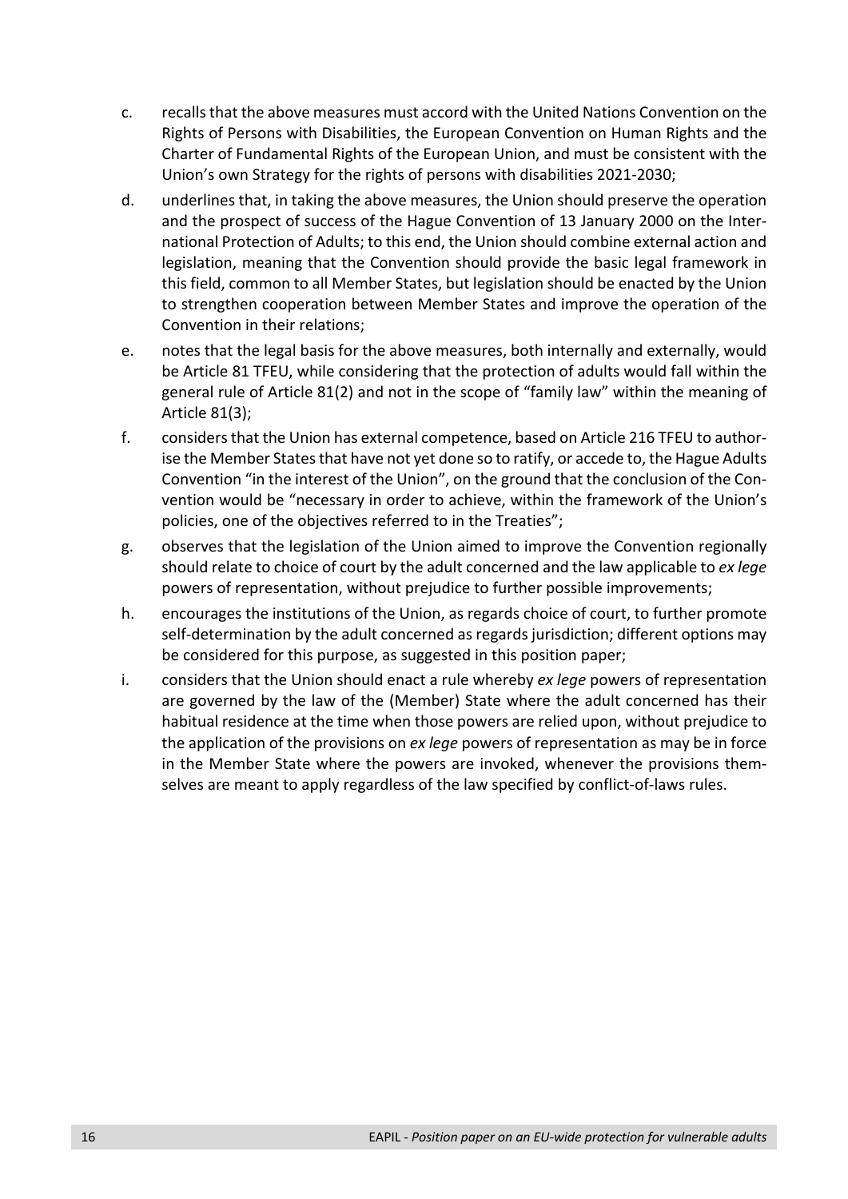c. recalls that the above measures must accord with the United Nations Convention on the Rights of Persons with Disabilities, the European Convention on Human Rights and the Charter of Fundamental Rights of the European Union, and must be consistent with the Union's own Strategy for the rights of persons with disabilities 2021-2030;

d. underlines that, in taking the above measures, the Union should preserve the operation and the prospect of success of the Hague Convention of 13 January 2000 on the International Protection of Adults; to this end, the Union should combine external action and legislation, meaning that the Convention should provide the basic legal framework in this field, common to all Member States, but legislation should be enacted by the Union to strengthen cooperation between Member States and improve the operation of the Convention in their relations;

e. notes that the legal basis for the above measures, both internally and externally, would be Article 81 TFEU, while considering that the protection of adults would fall within the general rule of Article 81(2) and not in the scope of "family law" within the meaning of Article 81(3);

f. considers that the Union has external competence, based on Article 216 TFEU to authorise the Member States that have not yet done so to ratify, or accede to, the Hague Adults Convention "in the interest of the Union", on the ground that the conclusion of the Convention would be "necessary in order to achieve, within the framework of the Union's policies, one of the objectives referred to in the Treaties";

g. observes that the legislation of the Union aimed to improve the Convention regionally should relate to choice of court by the adult concerned and the law applicable to *ex lege* powers of representation, without prejudice to further possible improvements;

h. encourages the institutions of the Union, as regards choice of court, to further promote self-determination by the adult concerned as regards jurisdiction; different options may be considered for this purpose, as suggested in this position paper;

i. considers that the Union should enact a rule whereby *ex lege* powers of representation are governed by the law of the (Member) State where the adult concerned has their habitual residence at the time when those powers are relied upon, without prejudice to the application of the provisions on *ex lege* powers of representation as may be in force in the Member State where the powers are invoked, whenever the provisions themselves are meant to apply regardless of the law specified by conflict-of-laws rules.